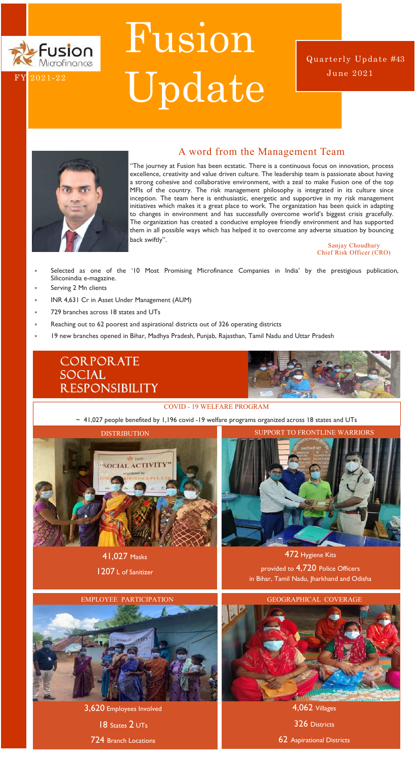Fusion Microfinance

FY 2021-22

# Fusion Update

Quarterly Update #43
June 2021

## A word from the Management Team

"The journey at Fusion has been ecstatic. There is a continuous focus on innovation, process excellence, creativity and value driven culture. The leadership team is passionate about having a strong cohesive and collaborative environment, with a zeal to make Fusion one of the top MFIs of the country. The risk management philosophy is integrated in its culture since inception. The team here is enthusiastic, energetic and supportive in my risk management initiatives which makes it a great place to work. The organization has been quick in adapting to changes in environment and has successfully overcome world's biggest crisis gracefully. The organization has created a conducive employee friendly environment and has supported them in all possible ways which has helped it to overcome any adverse situation by bouncing back swiftly".

Sanjay Choudhary
Chief Risk Officer (CRO)

- Selected as one of the '10 Most Promising Microfinance Companies in India' by the prestigious publication, Siliconindia e-magazine.
- Serving 2 Mn clients
- INR 4,631 Cr in Asset Under Management (AUM)
- 729 branches across 18 states and UTs
- Reaching out to 62 poorest and aspirational districts out of 326 operating districts
- 19 new branches opened in Bihar, Madhya Pradesh, Punjab, Rajasthan, Tamil Nadu and Uttar Pradesh

## CORPORATE SOCIAL RESPONSIBILITY

### COVID - 19 WELFARE PROGRAM

~ 41,027 people benefited by 1,196 covid -19 welfare programs organized across 18 states and UTs

#### DISTRIBUTION

**41,027** Masks

**1207** L of Sanitizer

#### SUPPORT TO FRONTLINE WARRIORS

**472** Hygiene Kits

provided to **4,720** Police Officers in Bihar, Tamil Nadu, Jharkhand and Odisha

#### EMPLOYEE PARTICIPATION

**3,620** Employees Involved

**18** States **2** UTs

**724** Branch Locations

#### GEOGRAPHICAL COVERAGE

**4,062** Villages

**326** Districts

**62** Aspirational Districts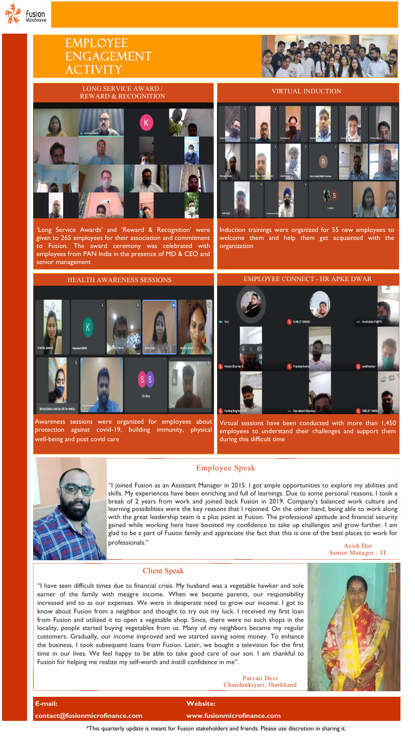# EMPLOYEE ENGAGEMENT ACTIVITY

## LONG SERVICE AWARD / REWARD & RECOGNITION

'Long Service Awards' and 'Reward & Recognition' were given to 265 employees for their association and commitment to Fusion. The award ceremony was celebrated with employees from PAN India in the presence of MD & CEO and senior management

## VIRTUAL INDUCTION

Induction trainings were organized for 55 new employees to welcome them and help them get acquainted with the organization

## HEALTH AWARENESS SESSIONS

Awareness sessions were organized for employees about protection against covid-19, building immunity, physical well-being and post covid care

## EMPLOYEE CONNECT - HR APKE DWAR

Virtual sessions have been conducted with more than 1,450 employees to understand their challenges and support them during this difficult time

## Employee Speak

"I joined Fusion as an Assistant Manager in 2015. I got ample opportunities to explore my abilities and skills. My experiences have been enriching and full of learnings. Due to some personal reasons, I took a break of 2 years from work and joined back Fusion in 2019. Company's balanced work culture and learning possibilities were the key reasons that I rejoined. On the other hand, being able to work along with the great leadership team is a plus point at Fusion. The professional aptitude and financial security gained while working here have boosted my confidence to take up challenges and grow further. I am glad to be a part of Fusion family and appreciate the fact that this is one of the best places to work for professionals."

Asish Das
Senior Manager - IT

## Client Speak

"I have seen difficult times due to financial crisis. My husband was a vegetable hawker and sole earner of the family with meagre income. When we became parents, our responsibility increased and so as our expenses. We were in desperate need to grow our income. I got to know about Fusion from a neighbor and thought to try out my luck. I received my first loan from Fusion and utilized it to open a vegetable shop. Since, there were no such shops in the locality, people started buying vegetables from us. Many of my neighbors became my regular customers. Gradually, our income improved and we started saving some money. To enhance the business, I took subsequent loans from Fusion. Later, we bought a television for the first time in our lives. We feel happy to be able to take good care of our son. I am thankful to Fusion for helping me realize my self-worth and instill confidence in me".

Parvati Devi
Chandankiyari, Jharkhand

**E-mail:** contact@fusionmicrofinance.com

**Website:** www.fusionmicrofinance.com

*This quarterly update is meant for Fusion stakeholders and friends. Please use discretion in sharing it.